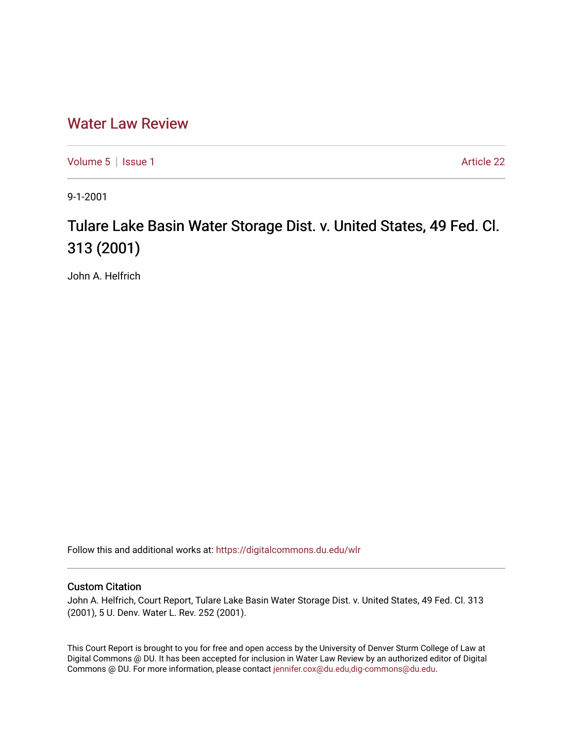# Water Law Review

Volume 5 | Issue 1 Article 22

9-1-2001

## Tulare Lake Basin Water Storage Dist. v. United States, 49 Fed. Cl. 313 (2001)

John A. Helfrich

Follow this and additional works at: https://digitalcommons.du.edu/wlr

### Custom Citation

John A. Helfrich, Court Report, Tulare Lake Basin Water Storage Dist. v. United States, 49 Fed. Cl. 313 (2001), 5 U. Denv. Water L. Rev. 252 (2001).

This Court Report is brought to you for free and open access by the University of Denver Sturm College of Law at Digital Commons @ DU. It has been accepted for inclusion in Water Law Review by an authorized editor of Digital Commons @ DU. For more information, please contact jennifer.cox@du.edu,dig-commons@du.edu.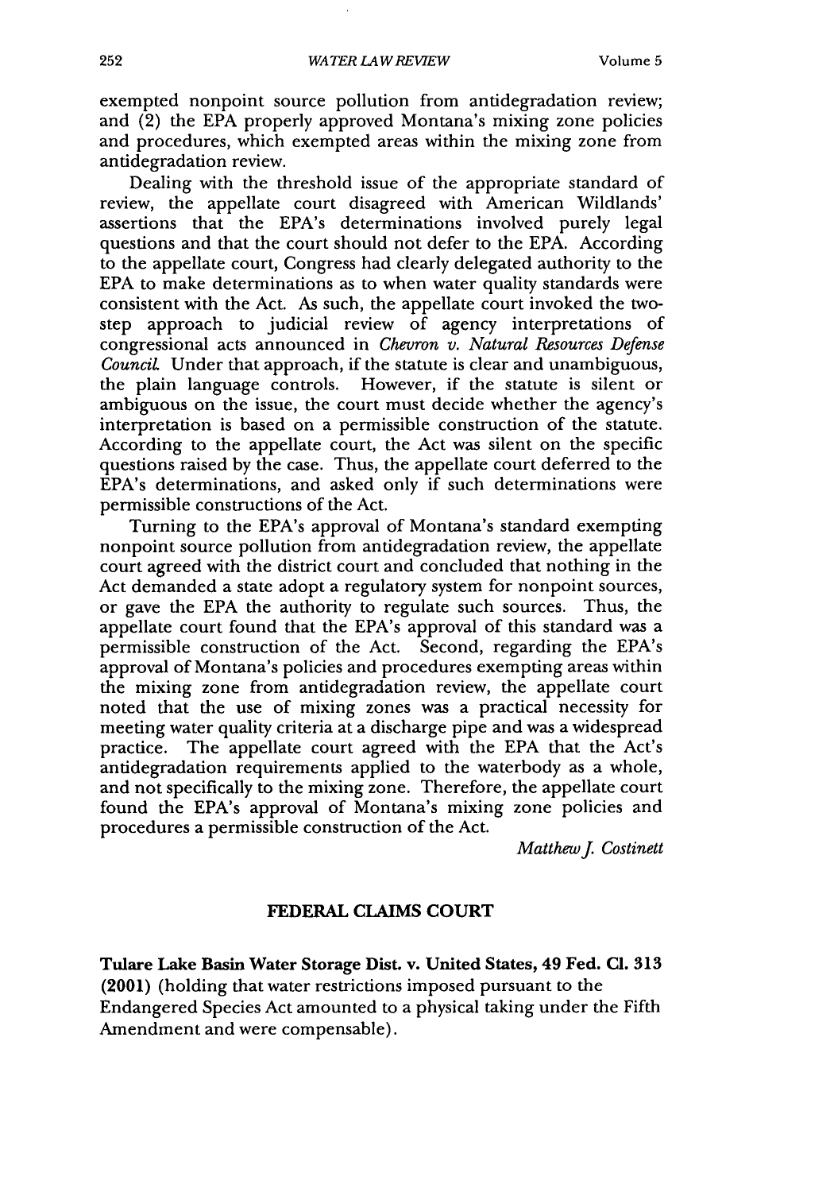exempted nonpoint source pollution from antidegradation review; and (2) the EPA properly approved Montana's mixing zone policies and procedures, which exempted areas within the mixing zone from antidegradation review.

Dealing with the threshold issue of the appropriate standard of review, the appellate court disagreed with American Wildlands' assertions that the EPA's determinations involved purely legal questions and that the court should not defer to the EPA. According to the appellate court, Congress had clearly delegated authority to the EPA to make determinations as to when water quality standards were consistent with the Act. As such, the appellate court invoked the two-step approach to judicial review of agency interpretations of congressional acts announced in *Chevron v. Natural Resources Defense Council*. Under that approach, if the statute is clear and unambiguous, the plain language controls. However, if the statute is silent or ambiguous on the issue, the court must decide whether the agency's interpretation is based on a permissible construction of the statute. According to the appellate court, the Act was silent on the specific questions raised by the case. Thus, the appellate court deferred to the EPA's determinations, and asked only if such determinations were permissible constructions of the Act.

Turning to the EPA's approval of Montana's standard exempting nonpoint source pollution from antidegradation review, the appellate court agreed with the district court and concluded that nothing in the Act demanded a state adopt a regulatory system for nonpoint sources, or gave the EPA the authority to regulate such sources. Thus, the appellate court found that the EPA's approval of this standard was a permissible construction of the Act. Second, regarding the EPA's approval of Montana's policies and procedures exempting areas within the mixing zone from antidegradation review, the appellate court noted that the use of mixing zones was a practical necessity for meeting water quality criteria at a discharge pipe and was a widespread practice. The appellate court agreed with the EPA that the Act's antidegradation requirements applied to the waterbody as a whole, and not specifically to the mixing zone. Therefore, the appellate court found the EPA's approval of Montana's mixing zone policies and procedures a permissible construction of the Act.

*Matthew J. Costinett*

## FEDERAL CLAIMS COURT

**Tulare Lake Basin Water Storage Dist. v. United States, 49 Fed. Cl. 313 (2001)** (holding that water restrictions imposed pursuant to the Endangered Species Act amounted to a physical taking under the Fifth Amendment and were compensable).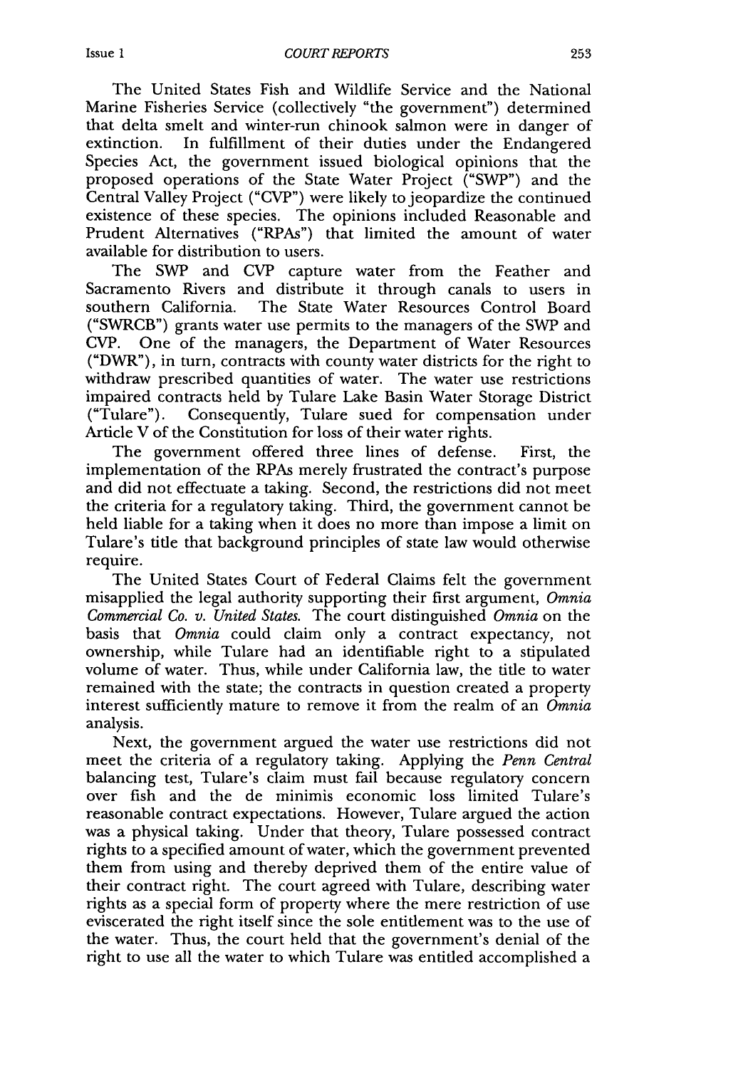The United States Fish and Wildlife Service and the National Marine Fisheries Service (collectively "the government") determined that delta smelt and winter-run chinook salmon were in danger of extinction. In fulfillment of their duties under the Endangered Species Act, the government issued biological opinions that the proposed operations of the State Water Project ("SWP") and the Central Valley Project ("CVP") were likely to jeopardize the continued existence of these species. The opinions included Reasonable and Prudent Alternatives ("RPAs") that limited the amount of water available for distribution to users.

The SWP and CVP capture water from the Feather and Sacramento Rivers and distribute it through canals to users in southern California. The State Water Resources Control Board ("SWRCB") grants water use permits to the managers of the SWP and CVP. One of the managers, the Department of Water Resources ("DWR"), in turn, contracts with county water districts for the right to withdraw prescribed quantities of water. The water use restrictions impaired contracts held by Tulare Lake Basin Water Storage District ("Tulare"). Consequently, Tulare sued for compensation under Article V of the Constitution for loss of their water rights.

The government offered three lines of defense. First, the implementation of the RPAs merely frustrated the contract's purpose and did not effectuate a taking. Second, the restrictions did not meet the criteria for a regulatory taking. Third, the government cannot be held liable for a taking when it does no more than impose a limit on Tulare's title that background principles of state law would otherwise require.

The United States Court of Federal Claims felt the government misapplied the legal authority supporting their first argument, *Omnia Commercial Co. v. United States.* The court distinguished *Omnia* on the basis that *Omnia* could claim only a contract expectancy, not ownership, while Tulare had an identifiable right to a stipulated volume of water. Thus, while under California law, the title to water remained with the state; the contracts in question created a property interest sufficiently mature to remove it from the realm of an *Omnia* analysis.

Next, the government argued the water use restrictions did not meet the criteria of a regulatory taking. Applying the *Penn Central* balancing test, Tulare's claim must fail because regulatory concern over fish and the de minimis economic loss limited Tulare's reasonable contract expectations. However, Tulare argued the action was a physical taking. Under that theory, Tulare possessed contract rights to a specified amount of water, which the government prevented them from using and thereby deprived them of the entire value of their contract right. The court agreed with Tulare, describing water rights as a special form of property where the mere restriction of use eviscerated the right itself since the sole entitlement was to the use of the water. Thus, the court held that the government's denial of the right to use all the water to which Tulare was entitled accomplished a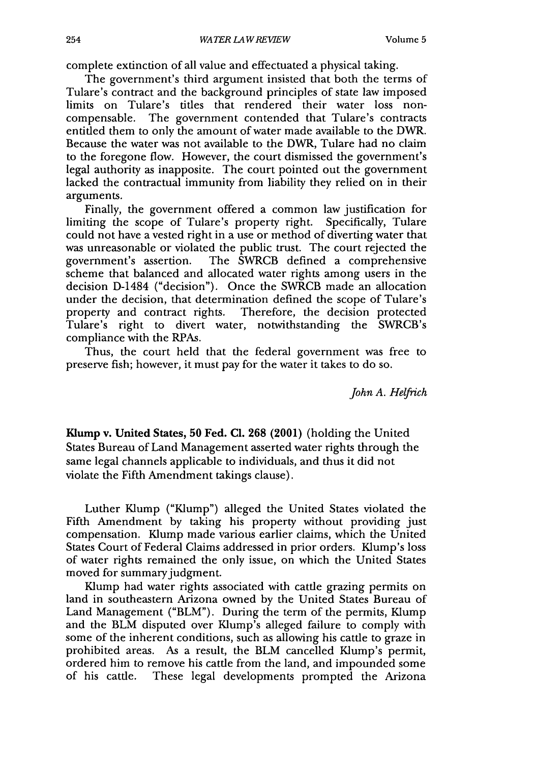complete extinction of all value and effectuated a physical taking.

The government's third argument insisted that both the terms of Tulare's contract and the background principles of state law imposed limits on Tulare's titles that rendered their water loss non-compensable. The government contended that Tulare's contracts entitled them to only the amount of water made available to the DWR. Because the water was not available to the DWR, Tulare had no claim to the foregone flow. However, the court dismissed the government's legal authority as inapposite. The court pointed out the government lacked the contractual immunity from liability they relied on in their arguments.

Finally, the government offered a common law justification for limiting the scope of Tulare's property right. Specifically, Tulare could not have a vested right in a use or method of diverting water that was unreasonable or violated the public trust. The court rejected the government's assertion. The SWRCB defined a comprehensive scheme that balanced and allocated water rights among users in the decision D-1484 ("decision"). Once the SWRCB made an allocation under the decision, that determination defined the scope of Tulare's property and contract rights. Therefore, the decision protected Tulare's right to divert water, notwithstanding the SWRCB's compliance with the RPAs.

Thus, the court held that the federal government was free to preserve fish; however, it must pay for the water it takes to do so.

*John A. Helfrich*

**Klump v. United States, 50 Fed. Cl. 268 (2001)** (holding the United States Bureau of Land Management asserted water rights through the same legal channels applicable to individuals, and thus it did not violate the Fifth Amendment takings clause).

Luther Klump ("Klump") alleged the United States violated the Fifth Amendment by taking his property without providing just compensation. Klump made various earlier claims, which the United States Court of Federal Claims addressed in prior orders. Klump's loss of water rights remained the only issue, on which the United States moved for summary judgment.

Klump had water rights associated with cattle grazing permits on land in southeastern Arizona owned by the United States Bureau of Land Management ("BLM"). During the term of the permits, Klump and the BLM disputed over Klump's alleged failure to comply with some of the inherent conditions, such as allowing his cattle to graze in prohibited areas. As a result, the BLM cancelled Klump's permit, ordered him to remove his cattle from the land, and impounded some of his cattle. These legal developments prompted the Arizona